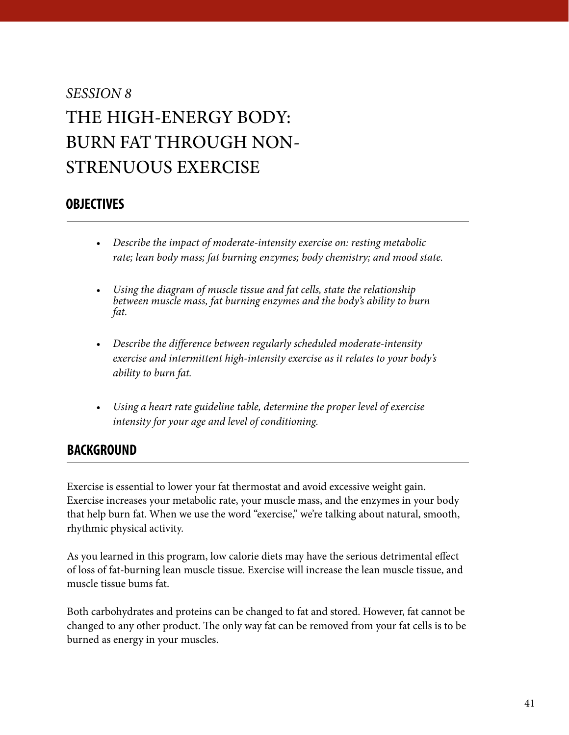*SESSION 8*

# THE HIGH-ENERGY BODY: BURN FAT THROUGH NON-STRENUOUS EXERCISE

## OBJECTIVES

- *Describe the impact of moderate-intensity exercise on: resting metabolic rate; lean body mass; fat burning enzymes; body chemistry; and mood state.*

- *Using the diagram of muscle tissue and fat cells, state the relationship between muscle mass, fat burning enzymes and the body's ability to burn fat.*

- *Describe the difference between regularly scheduled moderate-intensity exercise and intermittent high-intensity exercise as it relates to your body's ability to burn fat.*

- *Using a heart rate guideline table, determine the proper level of exercise intensity for your age and level of conditioning.*

## BACKGROUND

Exercise is essential to lower your fat thermostat and avoid excessive weight gain. Exercise increases your metabolic rate, your muscle mass, and the enzymes in your body that help burn fat. When we use the word "exercise," we're talking about natural, smooth, rhythmic physical activity.

As you learned in this program, low calorie diets may have the serious detrimental effect of loss of fat-burning lean muscle tissue. Exercise will increase the lean muscle tissue, and muscle tissue bums fat.

Both carbohydrates and proteins can be changed to fat and stored. However, fat cannot be changed to any other product. The only way fat can be removed from your fat cells is to be burned as energy in your muscles.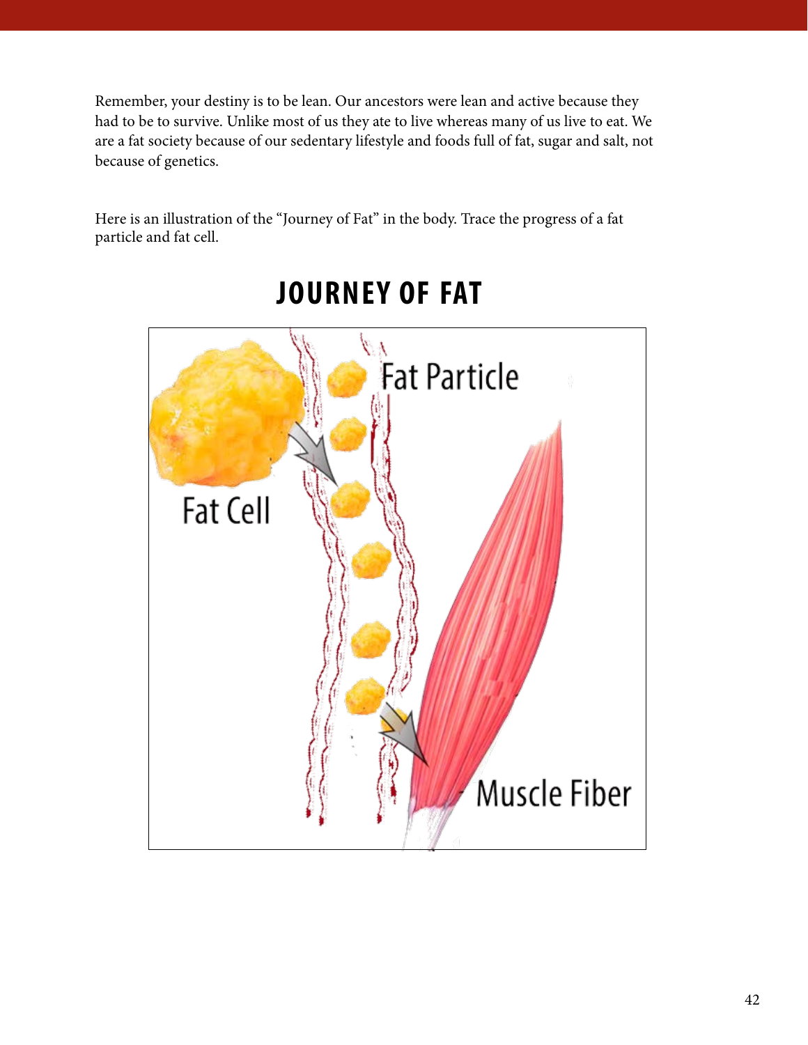Remember, your destiny is to be lean. Our ancestors were lean and active because they had to be to survive. Unlike most of us they ate to live whereas many of us live to eat. We are a fat society because of our sedentary lifestyle and foods full of fat, sugar and salt, not because of genetics.

Here is an illustration of the "Journey of Fat" in the body. Trace the progress of a fat particle and fat cell.

## JOURNEY OF FAT

Fat Particle

Fat Cell

Muscle Fiber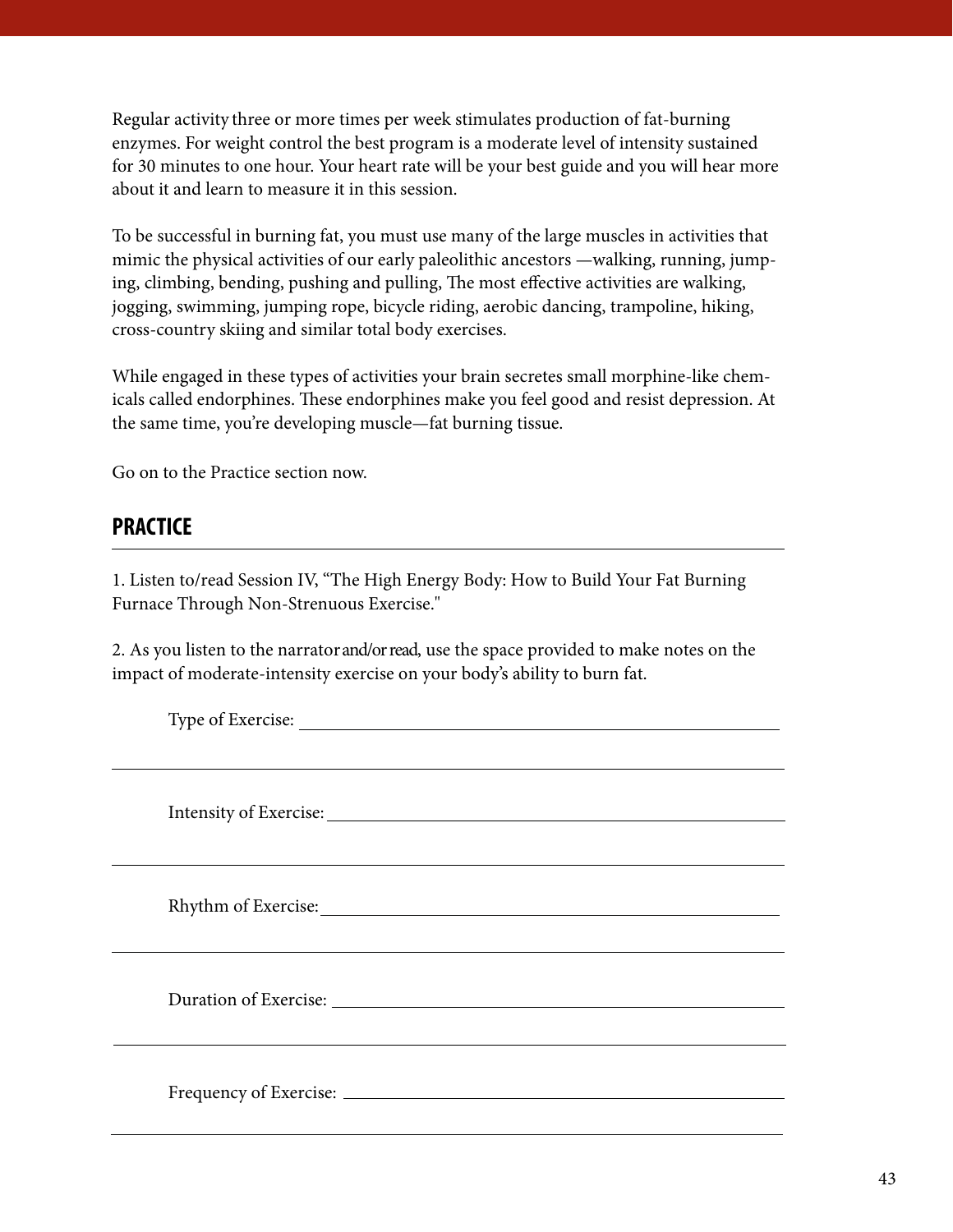Regular activity three or more times per week stimulates production of fat-burning enzymes. For weight control the best program is a moderate level of intensity sustained for 30 minutes to one hour. Your heart rate will be your best guide and you will hear more about it and learn to measure it in this session.

To be successful in burning fat, you must use many of the large muscles in activities that mimic the physical activities of our early paleolithic ancestors —walking, running, jumping, climbing, bending, pushing and pulling, The most effective activities are walking, jogging, swimming, jumping rope, bicycle riding, aerobic dancing, trampoline, hiking, cross-country skiing and similar total body exercises.

While engaged in these types of activities your brain secretes small morphine-like chemicals called endorphines. These endorphines make you feel good and resist depression. At the same time, you're developing muscle—fat burning tissue.

Go on to the Practice section now.

## PRACTICE

1. Listen to/read Session IV, "The High Energy Body: How to Build Your Fat Burning Furnace Through Non-Strenuous Exercise."

2. As you listen to the narrator and/or read, use the space provided to make notes on the impact of moderate-intensity exercise on your body's ability to burn fat.

Type of Exercise: ______________________________

______________________________

Intensity of Exercise: ______________________________

______________________________

Rhythm of Exercise: ______________________________

______________________________

Duration of Exercise: ______________________________

______________________________

Frequency of Exercise: ______________________________

______________________________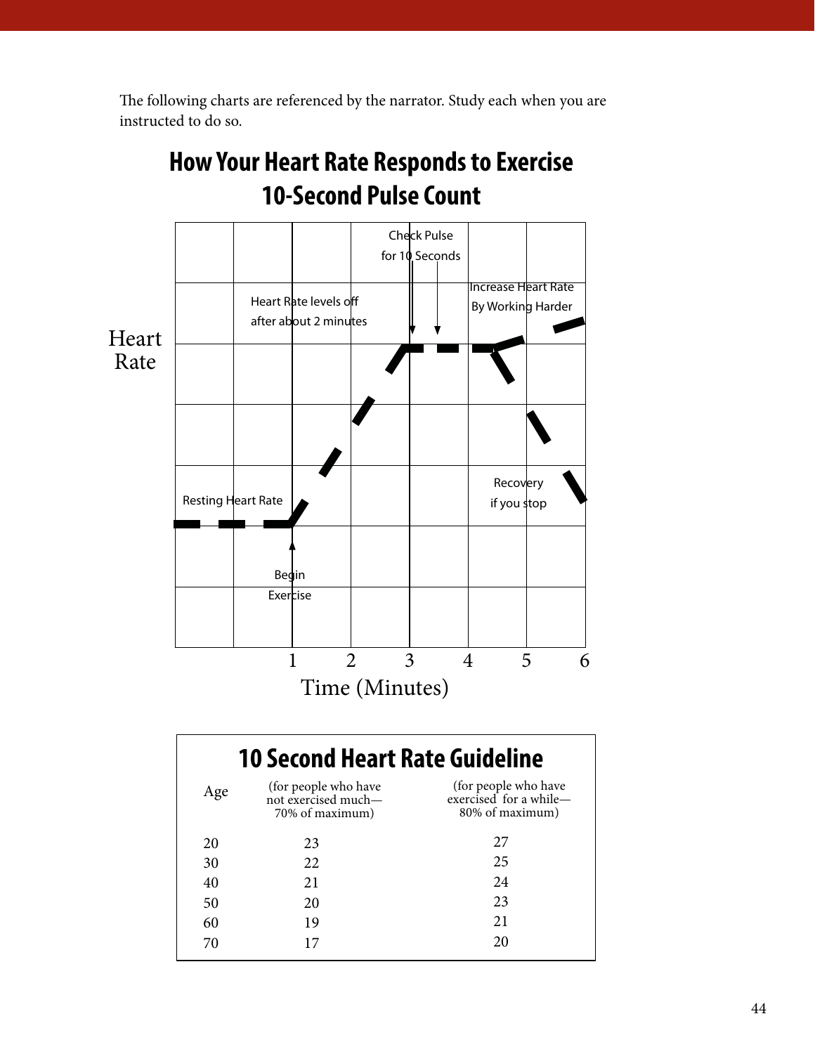The following charts are referenced by the narrator. Study each when you are instructed to do so.

## How Your Heart Rate Responds to Exercise
## 10-Second Pulse Count

Heart Rate

Check Pulse for 10 Seconds

Heart Rate levels off after about 2 minutes

Increase Heart Rate By Working Harder

Resting Heart Rate

Recovery if you stop

Begin Exercise

1 2 3 4 5 6

Time (Minutes)

## 10 Second Heart Rate Guideline

| Age | (for people who have not exercised much—70% of maximum) | (for people who have exercised for a while—80% of maximum) |
|---|---|---|
| 20 | 23 | 27 |
| 30 | 22 | 25 |
| 40 | 21 | 24 |
| 50 | 20 | 23 |
| 60 | 19 | 21 |
| 70 | 17 | 20 |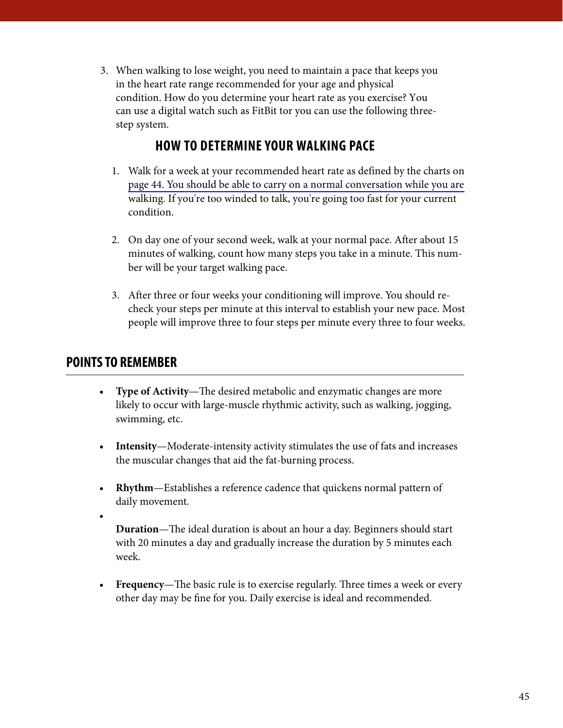3. When walking to lose weight, you need to maintain a pace that keeps you in the heart rate range recommended for your age and physical condition. How do you determine your heart rate as you exercise? You can use a digital watch such as FitBit tor you can use the following three-step system.

### HOW TO DETERMINE YOUR WALKING PACE

1. Walk for a week at your recommended heart rate as defined by the charts on page 44. You should be able to carry on a normal conversation while you are walking. If you're too winded to talk, you're going too fast for your current condition.

2. On day one of your second week, walk at your normal pace. After about 15 minutes of walking, count how many steps you take in a minute. This number will be your target walking pace.

3. After three or four weeks your conditioning will improve. You should re-check your steps per minute at this interval to establish your new pace. Most people will improve three to four steps per minute every three to four weeks.

## POINTS TO REMEMBER

- **Type of Activity**—The desired metabolic and enzymatic changes are more likely to occur with large-muscle rhythmic activity, such as walking, jogging, swimming, etc.

- **Intensity**—Moderate-intensity activity stimulates the use of fats and increases the muscular changes that aid the fat-burning process.

- **Rhythm**—Establishes a reference cadence that quickens normal pattern of daily movement.

- **Duration**—The ideal duration is about an hour a day. Beginners should start with 20 minutes a day and gradually increase the duration by 5 minutes each week.

- **Frequency**—The basic rule is to exercise regularly. Three times a week or every other day may be fine for you. Daily exercise is ideal and recommended.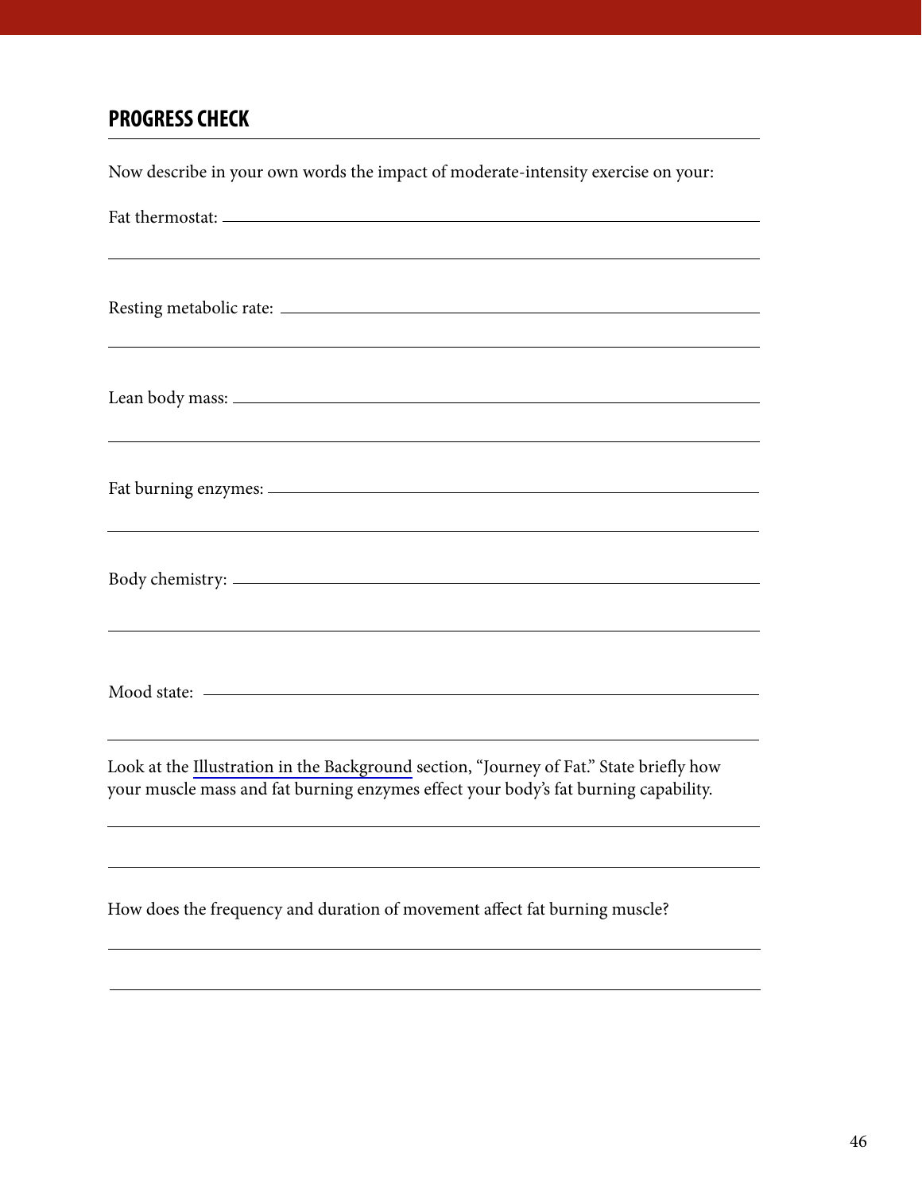## PROGRESS CHECK

Now describe in your own words the impact of moderate-intensity exercise on your:

Fat thermostat: ________________________________________________

________________________________________________

Resting metabolic rate: ________________________________________________

________________________________________________

Lean body mass: ________________________________________________

________________________________________________

Fat burning enzymes: ________________________________________________

________________________________________________

Body chemistry: ________________________________________________

________________________________________________

Mood state: ________________________________________________

________________________________________________

Look at the Illustration in the Background section, "Journey of Fat." State briefly how your muscle mass and fat burning enzymes effect your body's fat burning capability.

________________________________________________

________________________________________________

How does the frequency and duration of movement affect fat burning muscle?

________________________________________________

________________________________________________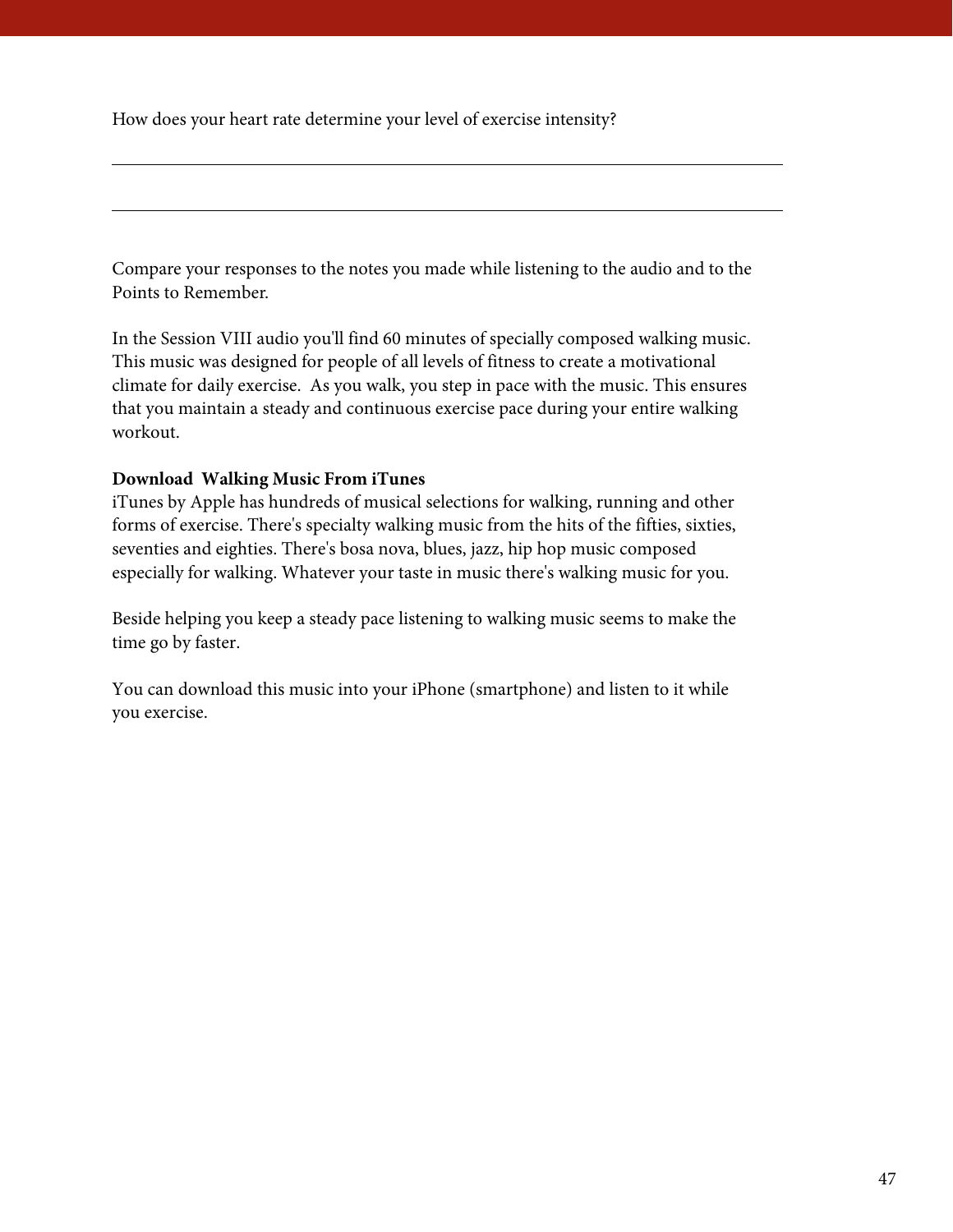How does your heart rate determine your level of exercise intensity?

---

---

Compare your responses to the notes you made while listening to the audio and to the Points to Remember.

In the Session VIII audio you'll find 60 minutes of specially composed walking music. This music was designed for people of all levels of fitness to create a motivational climate for daily exercise.  As you walk, you step in pace with the music. This ensures that you maintain a steady and continuous exercise pace during your entire walking workout.

**Download  Walking Music From iTunes**
iTunes by Apple has hundreds of musical selections for walking, running and other forms of exercise. There's specialty walking music from the hits of the fifties, sixties, seventies and eighties. There's bosa nova, blues, jazz, hip hop music composed especially for walking. Whatever your taste in music there's walking music for you.

Beside helping you keep a steady pace listening to walking music seems to make the time go by faster.

You can download this music into your iPhone (smartphone) and listen to it while you exercise.